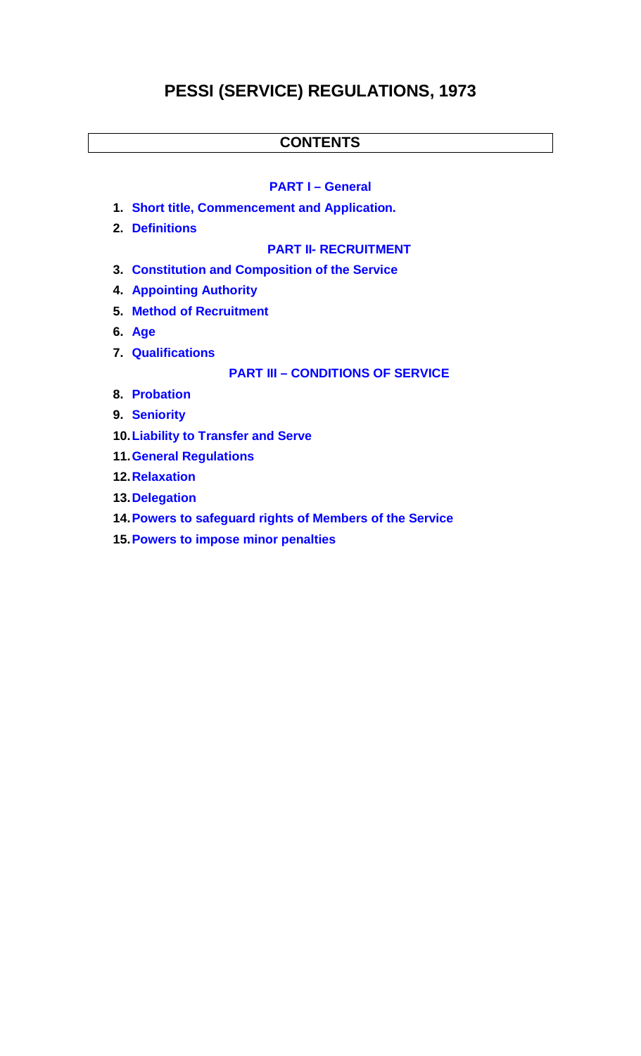# PESSI (SERVICE) REGULATIONS, 1973

## CONTENTS

### PART I – General

1. Short title, Commencement and Application.
2. Definitions

### PART II- RECRUITMENT

3. Constitution and Composition of the Service
4. Appointing Authority
5. Method of Recruitment
6. Age
7. Qualifications

### PART III – CONDITIONS OF SERVICE

8. Probation
9. Seniority
10. Liability to Transfer and Serve
11. General Regulations
12. Relaxation
13. Delegation
14. Powers to safeguard rights of Members of the Service
15. Powers to impose minor penalties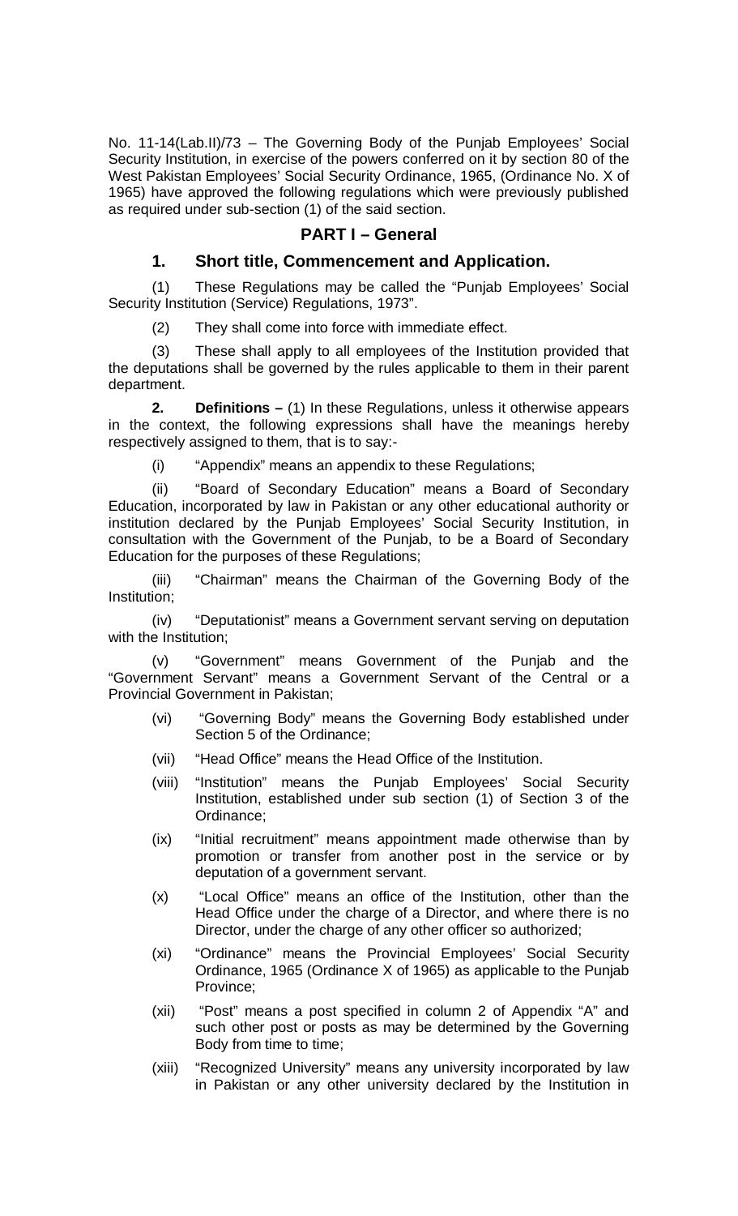No. 11-14(Lab.II)/73 – The Governing Body of the Punjab Employees' Social Security Institution, in exercise of the powers conferred on it by section 80 of the West Pakistan Employees' Social Security Ordinance, 1965, (Ordinance No. X of 1965) have approved the following regulations which were previously published as required under sub-section (1) of the said section.

## PART I – General

### 1. Short title, Commencement and Application.

(1) These Regulations may be called the "Punjab Employees' Social Security Institution (Service) Regulations, 1973".

(2) They shall come into force with immediate effect.

(3) These shall apply to all employees of the Institution provided that the deputations shall be governed by the rules applicable to them in their parent department.

**2. Definitions –** (1) In these Regulations, unless it otherwise appears in the context, the following expressions shall have the meanings hereby respectively assigned to them, that is to say:-

(i) "Appendix" means an appendix to these Regulations;

(ii) "Board of Secondary Education" means a Board of Secondary Education, incorporated by law in Pakistan or any other educational authority or institution declared by the Punjab Employees' Social Security Institution, in consultation with the Government of the Punjab, to be a Board of Secondary Education for the purposes of these Regulations;

(iii) "Chairman" means the Chairman of the Governing Body of the Institution;

(iv) "Deputationist" means a Government servant serving on deputation with the Institution;

(v) "Government" means Government of the Punjab and the "Government Servant" means a Government Servant of the Central or a Provincial Government in Pakistan;

(vi) "Governing Body" means the Governing Body established under Section 5 of the Ordinance;

(vii) "Head Office" means the Head Office of the Institution.

(viii) "Institution" means the Punjab Employees' Social Security Institution, established under sub section (1) of Section 3 of the Ordinance;

(ix) "Initial recruitment" means appointment made otherwise than by promotion or transfer from another post in the service or by deputation of a government servant.

(x) "Local Office" means an office of the Institution, other than the Head Office under the charge of a Director, and where there is no Director, under the charge of any other officer so authorized;

(xi) "Ordinance" means the Provincial Employees' Social Security Ordinance, 1965 (Ordinance X of 1965) as applicable to the Punjab Province;

(xii) "Post" means a post specified in column 2 of Appendix "A" and such other post or posts as may be determined by the Governing Body from time to time;

(xiii) "Recognized University" means any university incorporated by law in Pakistan or any other university declared by the Institution in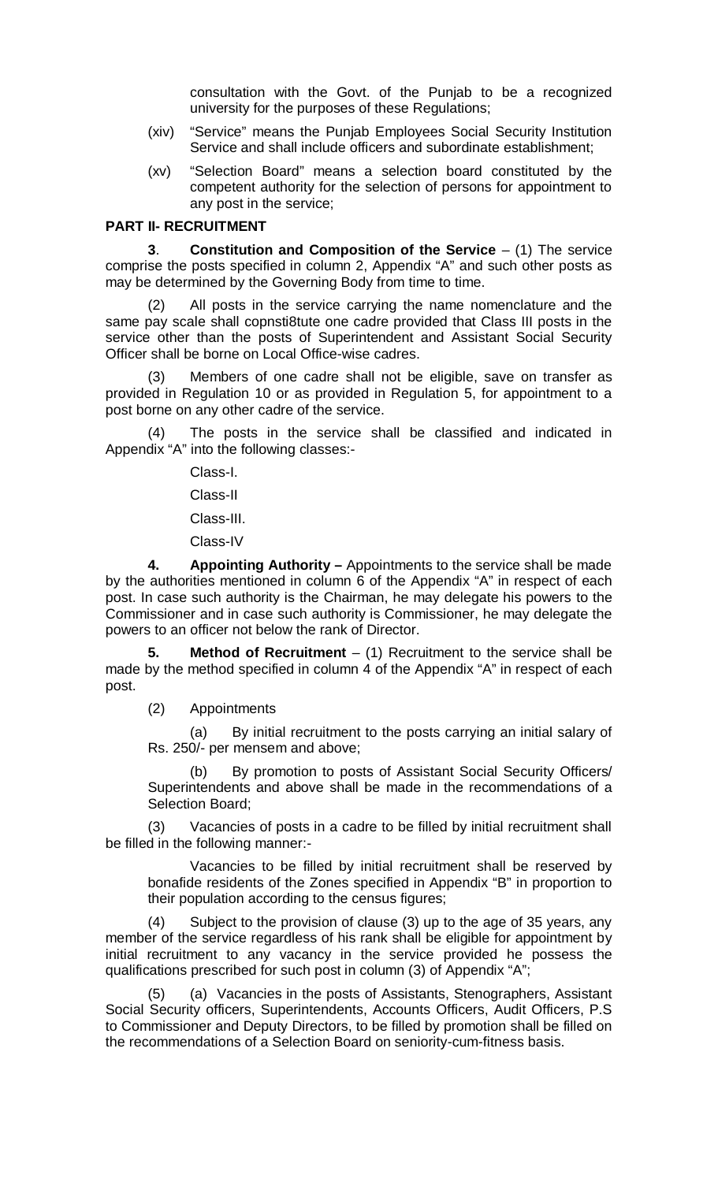consultation with the Govt. of the Punjab to be a recognized university for the purposes of these Regulations;

(xiv) "Service" means the Punjab Employees Social Security Institution Service and shall include officers and subordinate establishment;

(xv) "Selection Board" means a selection board constituted by the competent authority for the selection of persons for appointment to any post in the service;

**PART II- RECRUITMENT**

**3**. **Constitution and Composition of the Service** – (1) The service comprise the posts specified in column 2, Appendix "A" and such other posts as may be determined by the Governing Body from time to time.

(2) All posts in the service carrying the name nomenclature and the same pay scale shall copnsti8tute one cadre provided that Class III posts in the service other than the posts of Superintendent and Assistant Social Security Officer shall be borne on Local Office-wise cadres.

(3) Members of one cadre shall not be eligible, save on transfer as provided in Regulation 10 or as provided in Regulation 5, for appointment to a post borne on any other cadre of the service.

(4) The posts in the service shall be classified and indicated in Appendix "A" into the following classes:-

Class-I.

Class-II

Class-III.

Class-IV

**4. Appointing Authority –** Appointments to the service shall be made by the authorities mentioned in column 6 of the Appendix "A" in respect of each post. In case such authority is the Chairman, he may delegate his powers to the Commissioner and in case such authority is Commissioner, he may delegate the powers to an officer not below the rank of Director.

**5. Method of Recruitment** – (1) Recruitment to the service shall be made by the method specified in column 4 of the Appendix "A" in respect of each post.

(2) Appointments

(a) By initial recruitment to the posts carrying an initial salary of Rs. 250/- per mensem and above;

(b) By promotion to posts of Assistant Social Security Officers/ Superintendents and above shall be made in the recommendations of a Selection Board;

(3) Vacancies of posts in a cadre to be filled by initial recruitment shall be filled in the following manner:-

Vacancies to be filled by initial recruitment shall be reserved by bonafide residents of the Zones specified in Appendix "B" in proportion to their population according to the census figures;

(4) Subject to the provision of clause (3) up to the age of 35 years, any member of the service regardless of his rank shall be eligible for appointment by initial recruitment to any vacancy in the service provided he possess the qualifications prescribed for such post in column (3) of Appendix "A";

(5) (a) Vacancies in the posts of Assistants, Stenographers, Assistant Social Security officers, Superintendents, Accounts Officers, Audit Officers, P.S to Commissioner and Deputy Directors, to be filled by promotion shall be filled on the recommendations of a Selection Board on seniority-cum-fitness basis.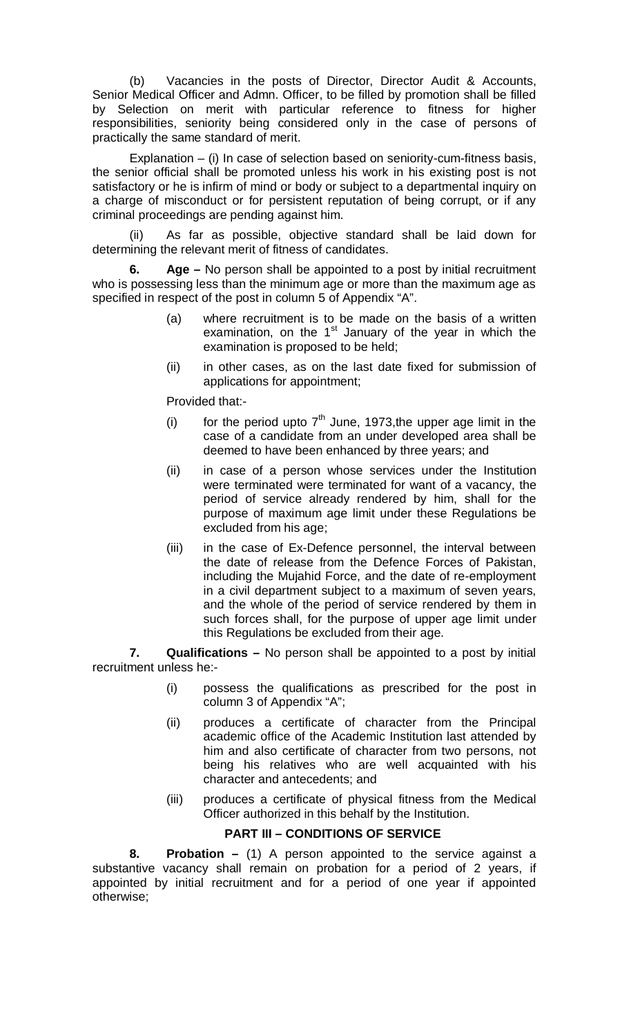(b) Vacancies in the posts of Director, Director Audit & Accounts, Senior Medical Officer and Admn. Officer, to be filled by promotion shall be filled by Selection on merit with particular reference to fitness for higher responsibilities, seniority being considered only in the case of persons of practically the same standard of merit.

Explanation – (i) In case of selection based on seniority-cum-fitness basis, the senior official shall be promoted unless his work in his existing post is not satisfactory or he is infirm of mind or body or subject to a departmental inquiry on a charge of misconduct or for persistent reputation of being corrupt, or if any criminal proceedings are pending against him.

(ii) As far as possible, objective standard shall be laid down for determining the relevant merit of fitness of candidates.

**6. Age –** No person shall be appointed to a post by initial recruitment who is possessing less than the minimum age or more than the maximum age as specified in respect of the post in column 5 of Appendix "A".

(a) where recruitment is to be made on the basis of a written examination, on the 1st January of the year in which the examination is proposed to be held;

(ii) in other cases, as on the last date fixed for submission of applications for appointment;

Provided that:-

(i) for the period upto 7th June, 1973,the upper age limit in the case of a candidate from an under developed area shall be deemed to have been enhanced by three years; and

(ii) in case of a person whose services under the Institution were terminated were terminated for want of a vacancy, the period of service already rendered by him, shall for the purpose of maximum age limit under these Regulations be excluded from his age;

(iii) in the case of Ex-Defence personnel, the interval between the date of release from the Defence Forces of Pakistan, including the Mujahid Force, and the date of re-employment in a civil department subject to a maximum of seven years, and the whole of the period of service rendered by them in such forces shall, for the purpose of upper age limit under this Regulations be excluded from their age.

**7. Qualifications –** No person shall be appointed to a post by initial recruitment unless he:-

(i) possess the qualifications as prescribed for the post in column 3 of Appendix "A";

(ii) produces a certificate of character from the Principal academic office of the Academic Institution last attended by him and also certificate of character from two persons, not being his relatives who are well acquainted with his character and antecedents; and

(iii) produces a certificate of physical fitness from the Medical Officer authorized in this behalf by the Institution.

## PART III – CONDITIONS OF SERVICE

**8. Probation –** (1) A person appointed to the service against a substantive vacancy shall remain on probation for a period of 2 years, if appointed by initial recruitment and for a period of one year if appointed otherwise;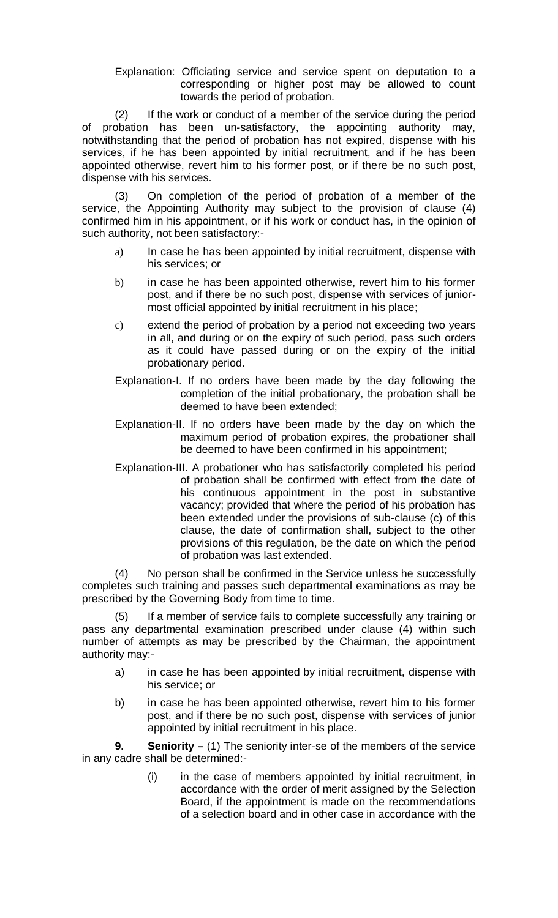Explanation: Officiating service and service spent on deputation to a corresponding or higher post may be allowed to count towards the period of probation.

(2) If the work or conduct of a member of the service during the period of probation has been un-satisfactory, the appointing authority may, notwithstanding that the period of probation has not expired, dispense with his services, if he has been appointed by initial recruitment, and if he has been appointed otherwise, revert him to his former post, or if there be no such post, dispense with his services.

(3) On completion of the period of probation of a member of the service, the Appointing Authority may subject to the provision of clause (4) confirmed him in his appointment, or if his work or conduct has, in the opinion of such authority, not been satisfactory:-

a) In case he has been appointed by initial recruitment, dispense with his services; or

b) in case he has been appointed otherwise, revert him to his former post, and if there be no such post, dispense with services of junior-most official appointed by initial recruitment in his place;

c) extend the period of probation by a period not exceeding two years in all, and during or on the expiry of such period, pass such orders as it could have passed during or on the expiry of the initial probationary period.

Explanation-I. If no orders have been made by the day following the completion of the initial probationary, the probation shall be deemed to have been extended;

Explanation-II. If no orders have been made by the day on which the maximum period of probation expires, the probationer shall be deemed to have been confirmed in his appointment;

Explanation-III. A probationer who has satisfactorily completed his period of probation shall be confirmed with effect from the date of his continuous appointment in the post in substantive vacancy; provided that where the period of his probation has been extended under the provisions of sub-clause (c) of this clause, the date of confirmation shall, subject to the other provisions of this regulation, be the date on which the period of probation was last extended.

(4) No person shall be confirmed in the Service unless he successfully completes such training and passes such departmental examinations as may be prescribed by the Governing Body from time to time.

(5) If a member of service fails to complete successfully any training or pass any departmental examination prescribed under clause (4) within such number of attempts as may be prescribed by the Chairman, the appointment authority may:-

a) in case he has been appointed by initial recruitment, dispense with his service; or

b) in case he has been appointed otherwise, revert him to his former post, and if there be no such post, dispense with services of junior appointed by initial recruitment in his place.

**9. Seniority –** (1) The seniority inter-se of the members of the service in any cadre shall be determined:-

(i) in the case of members appointed by initial recruitment, in accordance with the order of merit assigned by the Selection Board, if the appointment is made on the recommendations of a selection board and in other case in accordance with the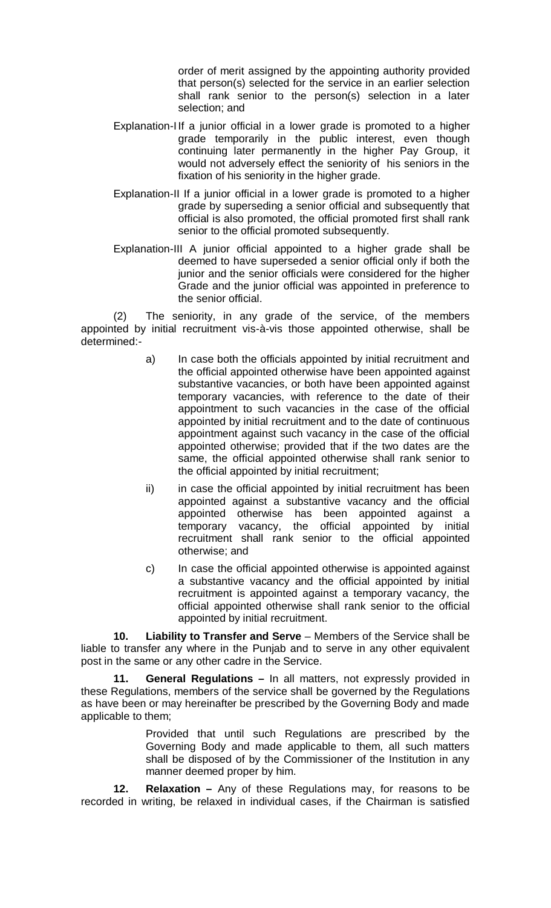order of merit assigned by the appointing authority provided that person(s) selected for the service in an earlier selection shall rank senior to the person(s) selection in a later selection; and

Explanation-I If a junior official in a lower grade is promoted to a higher grade temporarily in the public interest, even though continuing later permanently in the higher Pay Group, it would not adversely effect the seniority of his seniors in the fixation of his seniority in the higher grade.

Explanation-II If a junior official in a lower grade is promoted to a higher grade by superseding a senior official and subsequently that official is also promoted, the official promoted first shall rank senior to the official promoted subsequently.

Explanation-III A junior official appointed to a higher grade shall be deemed to have superseded a senior official only if both the junior and the senior officials were considered for the higher Grade and the junior official was appointed in preference to the senior official.

(2) The seniority, in any grade of the service, of the members appointed by initial recruitment vis-à-vis those appointed otherwise, shall be determined:-

a) In case both the officials appointed by initial recruitment and the official appointed otherwise have been appointed against substantive vacancies, or both have been appointed against temporary vacancies, with reference to the date of their appointment to such vacancies in the case of the official appointed by initial recruitment and to the date of continuous appointment against such vacancy in the case of the official appointed otherwise; provided that if the two dates are the same, the official appointed otherwise shall rank senior to the official appointed by initial recruitment;

ii) in case the official appointed by initial recruitment has been appointed against a substantive vacancy and the official appointed otherwise has been appointed against a temporary vacancy, the official appointed by initial recruitment shall rank senior to the official appointed otherwise; and

c) In case the official appointed otherwise is appointed against a substantive vacancy and the official appointed by initial recruitment is appointed against a temporary vacancy, the official appointed otherwise shall rank senior to the official appointed by initial recruitment.

**10. Liability to Transfer and Serve** – Members of the Service shall be liable to transfer any where in the Punjab and to serve in any other equivalent post in the same or any other cadre in the Service.

**11. General Regulations –** In all matters, not expressly provided in these Regulations, members of the service shall be governed by the Regulations as have been or may hereinafter be prescribed by the Governing Body and made applicable to them;

Provided that until such Regulations are prescribed by the Governing Body and made applicable to them, all such matters shall be disposed of by the Commissioner of the Institution in any manner deemed proper by him.

**12. Relaxation –** Any of these Regulations may, for reasons to be recorded in writing, be relaxed in individual cases, if the Chairman is satisfied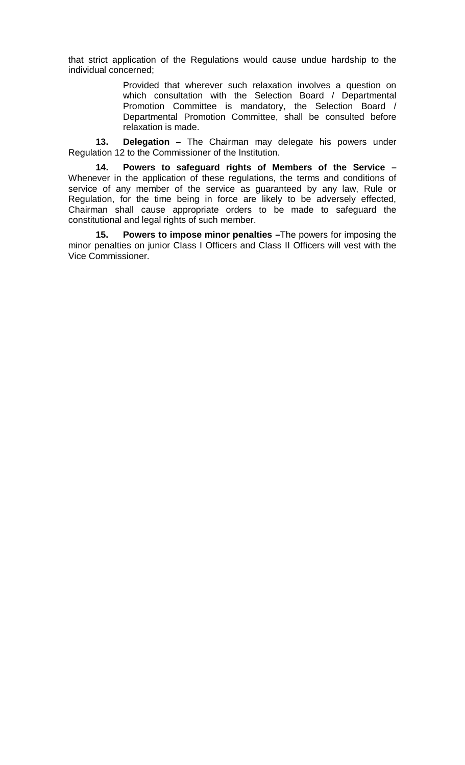that strict application of the Regulations would cause undue hardship to the individual concerned;

> Provided that wherever such relaxation involves a question on which consultation with the Selection Board / Departmental Promotion Committee is mandatory, the Selection Board / Departmental Promotion Committee, shall be consulted before relaxation is made.

**13. Delegation –** The Chairman may delegate his powers under Regulation 12 to the Commissioner of the Institution.

**14. Powers to safeguard rights of Members of the Service –** Whenever in the application of these regulations, the terms and conditions of service of any member of the service as guaranteed by any law, Rule or Regulation, for the time being in force are likely to be adversely effected, Chairman shall cause appropriate orders to be made to safeguard the constitutional and legal rights of such member.

**15. Powers to impose minor penalties –**The powers for imposing the minor penalties on junior Class I Officers and Class II Officers will vest with the Vice Commissioner.